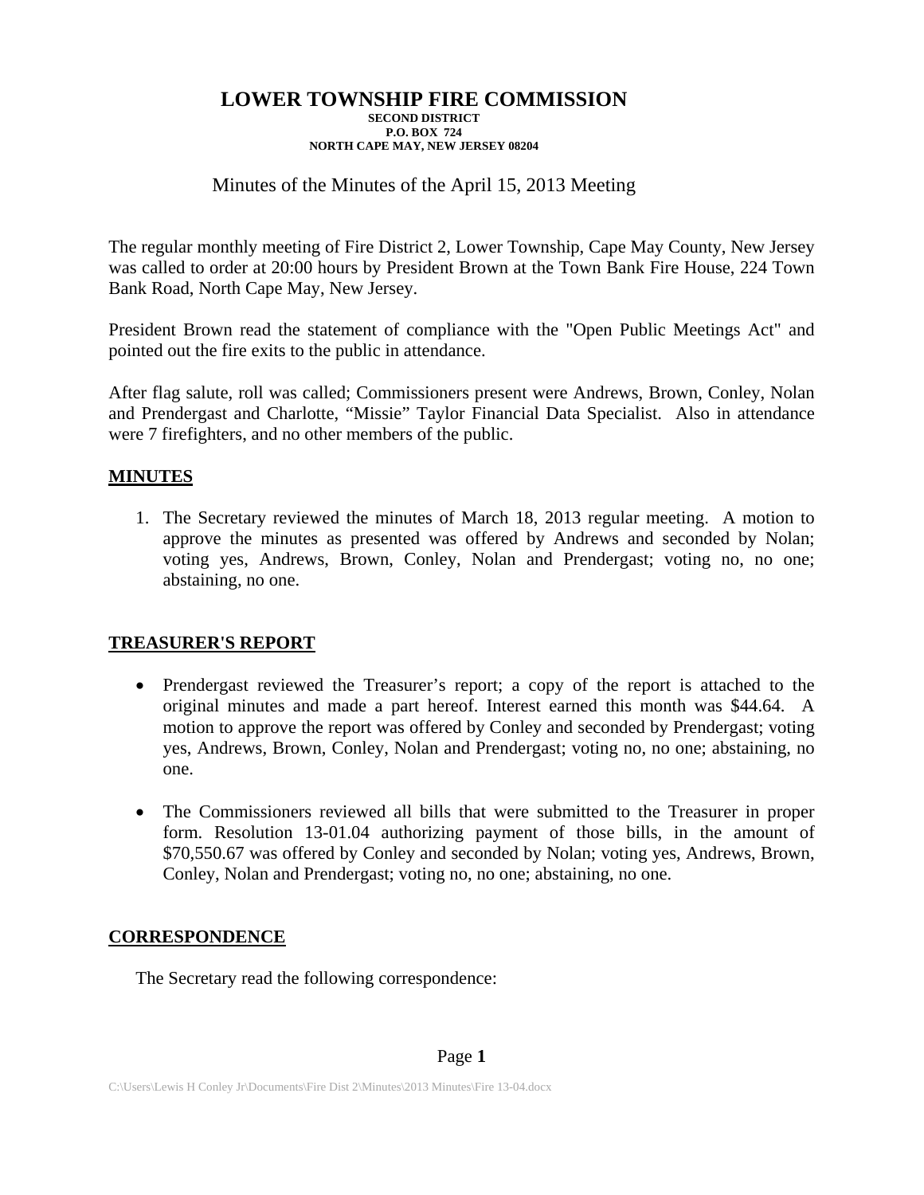# LOWER TOWNSHIP FIRE COMMISSION

**SECOND DISTRICT**
**P.O. BOX 724**
**NORTH CAPE MAY, NEW JERSEY 08204**

Minutes of the Minutes of the April 15, 2013 Meeting

The regular monthly meeting of Fire District 2, Lower Township, Cape May County, New Jersey was called to order at 20:00 hours by President Brown at the Town Bank Fire House, 224 Town Bank Road, North Cape May, New Jersey.

President Brown read the statement of compliance with the "Open Public Meetings Act" and pointed out the fire exits to the public in attendance.

After flag salute, roll was called; Commissioners present were Andrews, Brown, Conley, Nolan and Prendergast and Charlotte, "Missie" Taylor Financial Data Specialist. Also in attendance were 7 firefighters, and no other members of the public.

## MINUTES

1. The Secretary reviewed the minutes of March 18, 2013 regular meeting. A motion to approve the minutes as presented was offered by Andrews and seconded by Nolan; voting yes, Andrews, Brown, Conley, Nolan and Prendergast; voting no, no one; abstaining, no one.

## TREASURER'S REPORT

- Prendergast reviewed the Treasurer's report; a copy of the report is attached to the original minutes and made a part hereof. Interest earned this month was $44.64. A motion to approve the report was offered by Conley and seconded by Prendergast; voting yes, Andrews, Brown, Conley, Nolan and Prendergast; voting no, no one; abstaining, no one.
- The Commissioners reviewed all bills that were submitted to the Treasurer in proper form. Resolution 13-01.04 authorizing payment of those bills, in the amount of $70,550.67 was offered by Conley and seconded by Nolan; voting yes, Andrews, Brown, Conley, Nolan and Prendergast; voting no, no one; abstaining, no one.

## CORRESPONDENCE

The Secretary read the following correspondence: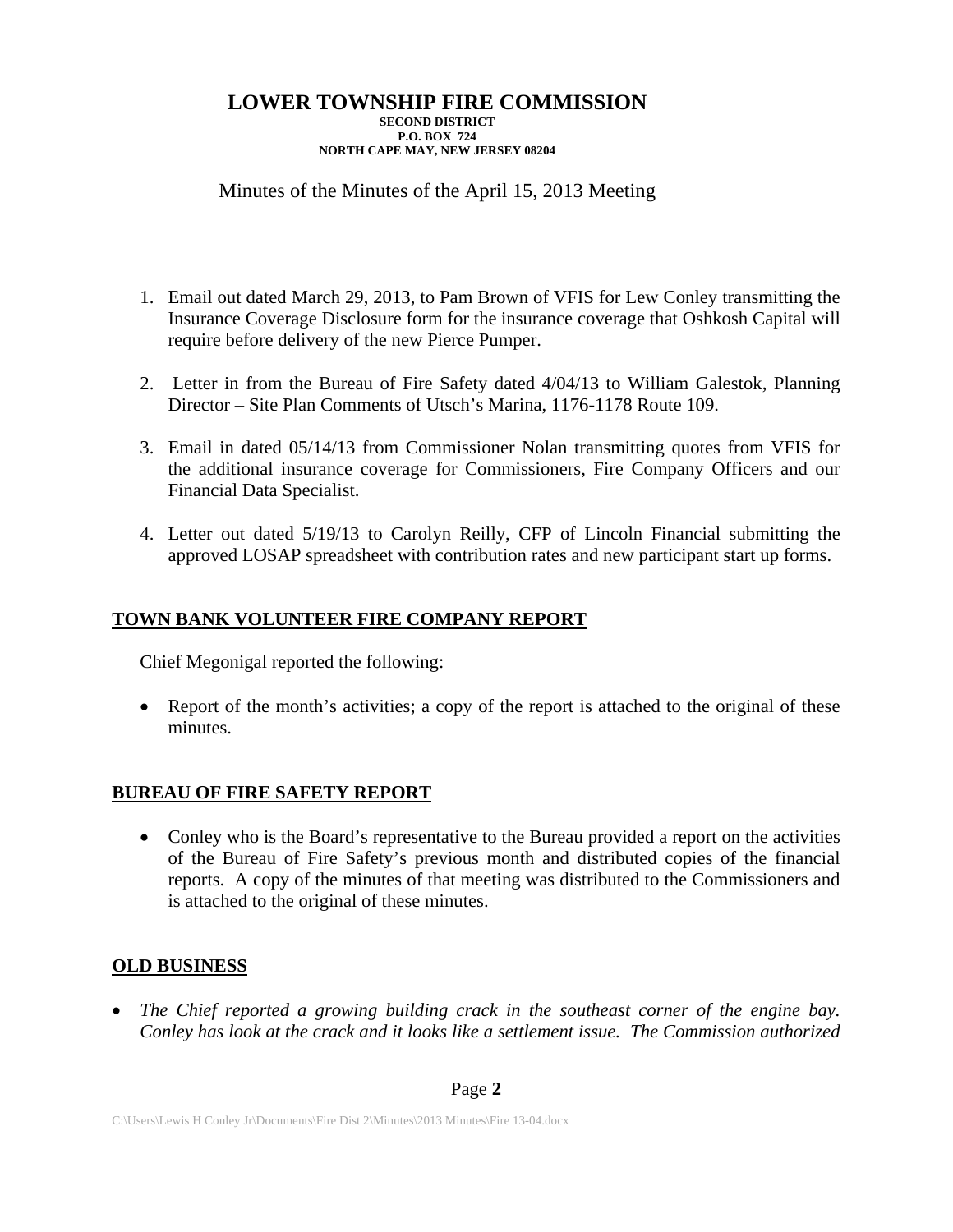# LOWER TOWNSHIP FIRE COMMISSION

**SECOND DISTRICT**
**P.O. BOX 724**
**NORTH CAPE MAY, NEW JERSEY 08204**

Minutes of the Minutes of the April 15, 2013 Meeting

1. Email out dated March 29, 2013, to Pam Brown of VFIS for Lew Conley transmitting the Insurance Coverage Disclosure form for the insurance coverage that Oshkosh Capital will require before delivery of the new Pierce Pumper.

2. Letter in from the Bureau of Fire Safety dated 4/04/13 to William Galestok, Planning Director – Site Plan Comments of Utsch's Marina, 1176-1178 Route 109.

3. Email in dated 05/14/13 from Commissioner Nolan transmitting quotes from VFIS for the additional insurance coverage for Commissioners, Fire Company Officers and our Financial Data Specialist.

4. Letter out dated 5/19/13 to Carolyn Reilly, CFP of Lincoln Financial submitting the approved LOSAP spreadsheet with contribution rates and new participant start up forms.

## TOWN BANK VOLUNTEER FIRE COMPANY REPORT

Chief Megonigal reported the following:

- Report of the month's activities; a copy of the report is attached to the original of these minutes.

## BUREAU OF FIRE SAFETY REPORT

- Conley who is the Board's representative to the Bureau provided a report on the activities of the Bureau of Fire Safety's previous month and distributed copies of the financial reports. A copy of the minutes of that meeting was distributed to the Commissioners and is attached to the original of these minutes.

## OLD BUSINESS

- *The Chief reported a growing building crack in the southeast corner of the engine bay. Conley has look at the crack and it looks like a settlement issue. The Commission authorized*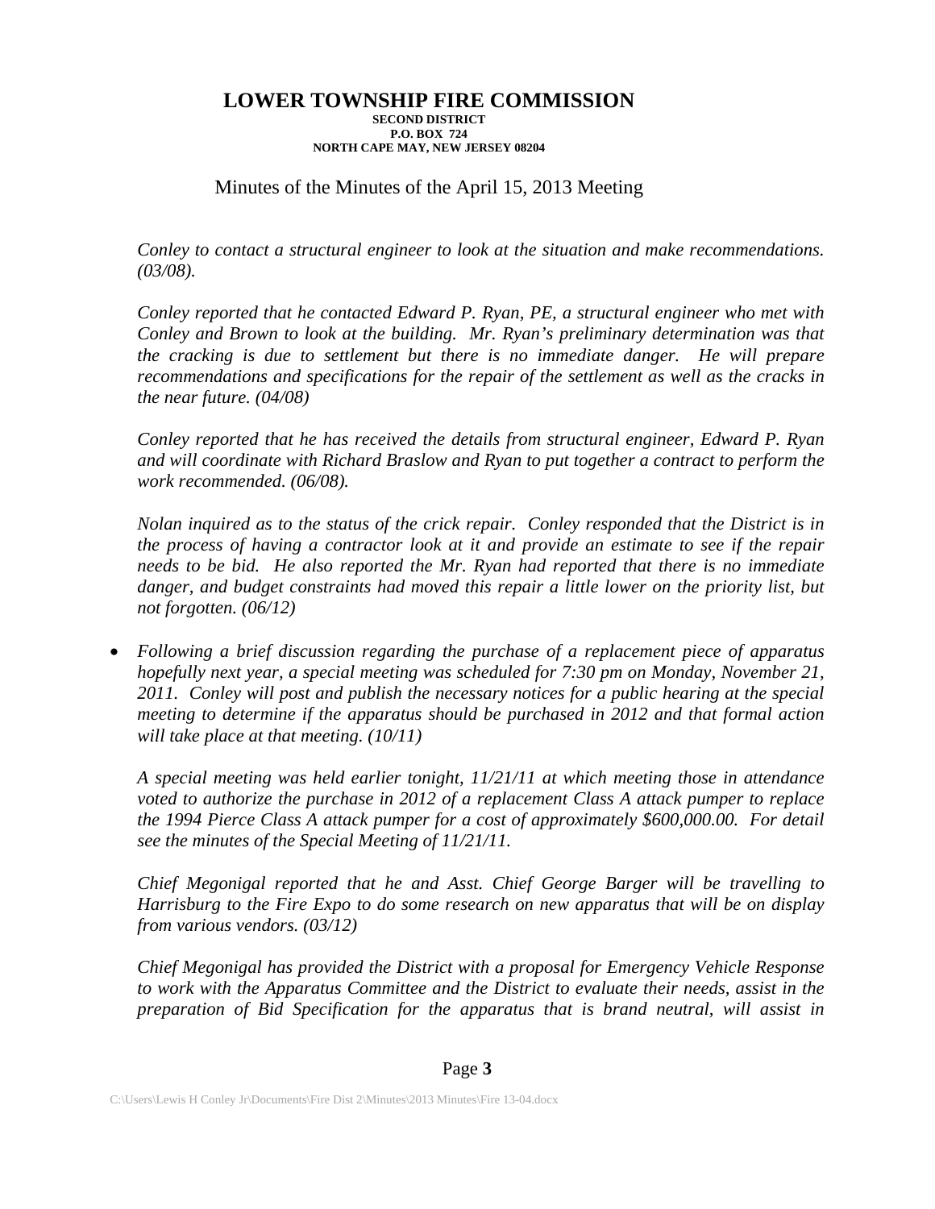# LOWER TOWNSHIP FIRE COMMISSION

**SECOND DISTRICT**
**P.O. BOX 724**
**NORTH CAPE MAY, NEW JERSEY 08204**

Minutes of the Minutes of the April 15, 2013 Meeting

*Conley to contact a structural engineer to look at the situation and make recommendations. (03/08).*

*Conley reported that he contacted Edward P. Ryan, PE, a structural engineer who met with Conley and Brown to look at the building. Mr. Ryan's preliminary determination was that the cracking is due to settlement but there is no immediate danger. He will prepare recommendations and specifications for the repair of the settlement as well as the cracks in the near future. (04/08)*

*Conley reported that he has received the details from structural engineer, Edward P. Ryan and will coordinate with Richard Braslow and Ryan to put together a contract to perform the work recommended. (06/08).*

*Nolan inquired as to the status of the crick repair. Conley responded that the District is in the process of having a contractor look at it and provide an estimate to see if the repair needs to be bid. He also reported the Mr. Ryan had reported that there is no immediate danger, and budget constraints had moved this repair a little lower on the priority list, but not forgotten. (06/12)*

- *Following a brief discussion regarding the purchase of a replacement piece of apparatus hopefully next year, a special meeting was scheduled for 7:30 pm on Monday, November 21, 2011. Conley will post and publish the necessary notices for a public hearing at the special meeting to determine if the apparatus should be purchased in 2012 and that formal action will take place at that meeting. (10/11)*

*A special meeting was held earlier tonight, 11/21/11 at which meeting those in attendance voted to authorize the purchase in 2012 of a replacement Class A attack pumper to replace the 1994 Pierce Class A attack pumper for a cost of approximately $600,000.00. For detail see the minutes of the Special Meeting of 11/21/11.*

*Chief Megonigal reported that he and Asst. Chief George Barger will be travelling to Harrisburg to the Fire Expo to do some research on new apparatus that will be on display from various vendors. (03/12)*

*Chief Megonigal has provided the District with a proposal for Emergency Vehicle Response to work with the Apparatus Committee and the District to evaluate their needs, assist in the preparation of Bid Specification for the apparatus that is brand neutral, will assist in*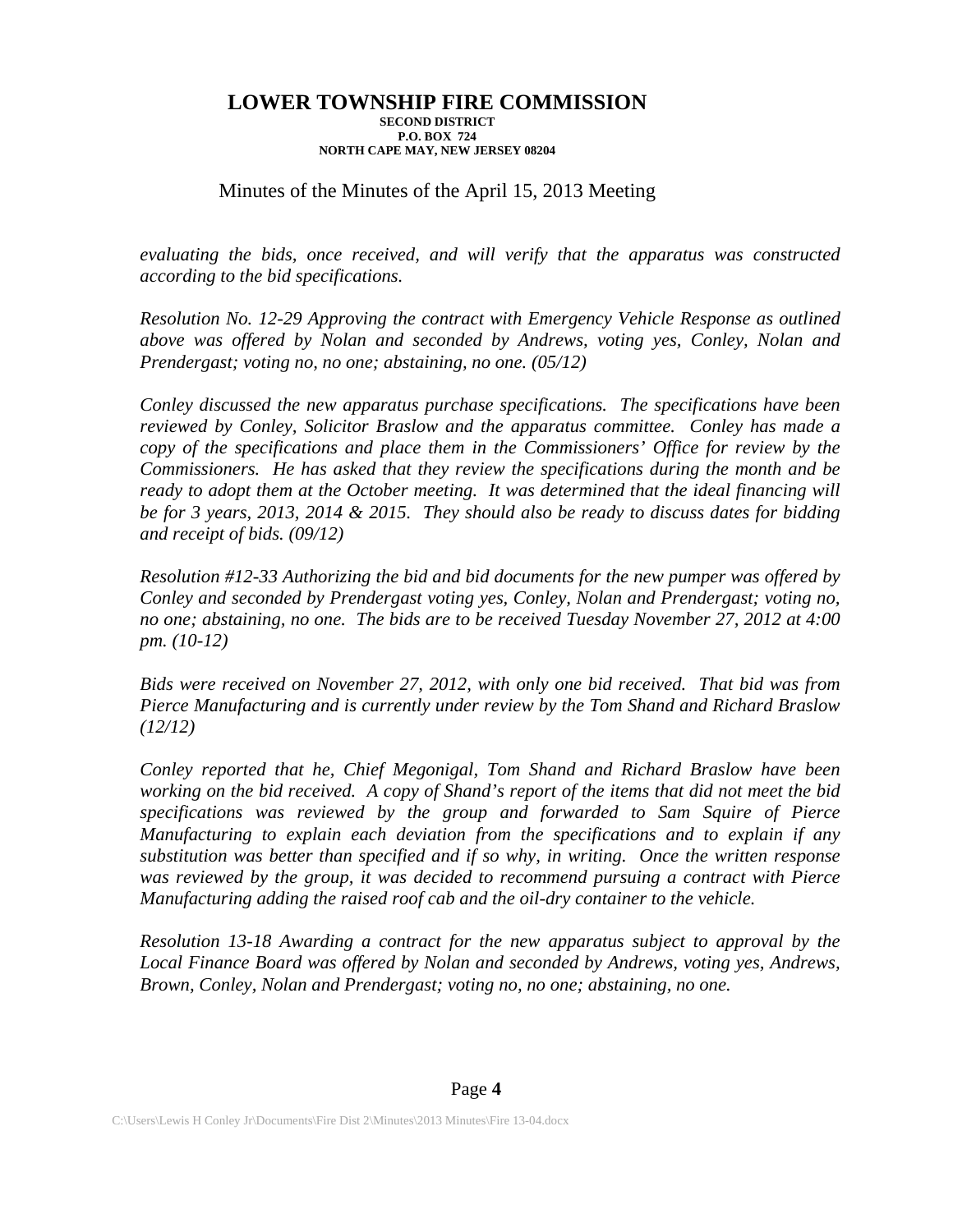*evaluating the bids, once received, and will verify that the apparatus was constructed according to the bid specifications.*

*Resolution No. 12-29 Approving the contract with Emergency Vehicle Response as outlined above was offered by Nolan and seconded by Andrews, voting yes, Conley, Nolan and Prendergast; voting no, no one; abstaining, no one. (05/12)*

*Conley discussed the new apparatus purchase specifications. The specifications have been reviewed by Conley, Solicitor Braslow and the apparatus committee. Conley has made a copy of the specifications and place them in the Commissioners' Office for review by the Commissioners. He has asked that they review the specifications during the month and be ready to adopt them at the October meeting. It was determined that the ideal financing will be for 3 years, 2013, 2014 & 2015. They should also be ready to discuss dates for bidding and receipt of bids. (09/12)*

*Resolution #12-33 Authorizing the bid and bid documents for the new pumper was offered by Conley and seconded by Prendergast voting yes, Conley, Nolan and Prendergast; voting no, no one; abstaining, no one. The bids are to be received Tuesday November 27, 2012 at 4:00 pm. (10-12)*

*Bids were received on November 27, 2012, with only one bid received. That bid was from Pierce Manufacturing and is currently under review by the Tom Shand and Richard Braslow (12/12)*

*Conley reported that he, Chief Megonigal, Tom Shand and Richard Braslow have been working on the bid received. A copy of Shand's report of the items that did not meet the bid specifications was reviewed by the group and forwarded to Sam Squire of Pierce Manufacturing to explain each deviation from the specifications and to explain if any substitution was better than specified and if so why, in writing. Once the written response was reviewed by the group, it was decided to recommend pursuing a contract with Pierce Manufacturing adding the raised roof cab and the oil-dry container to the vehicle.*

*Resolution 13-18 Awarding a contract for the new apparatus subject to approval by the Local Finance Board was offered by Nolan and seconded by Andrews, voting yes, Andrews, Brown, Conley, Nolan and Prendergast; voting no, no one; abstaining, no one.*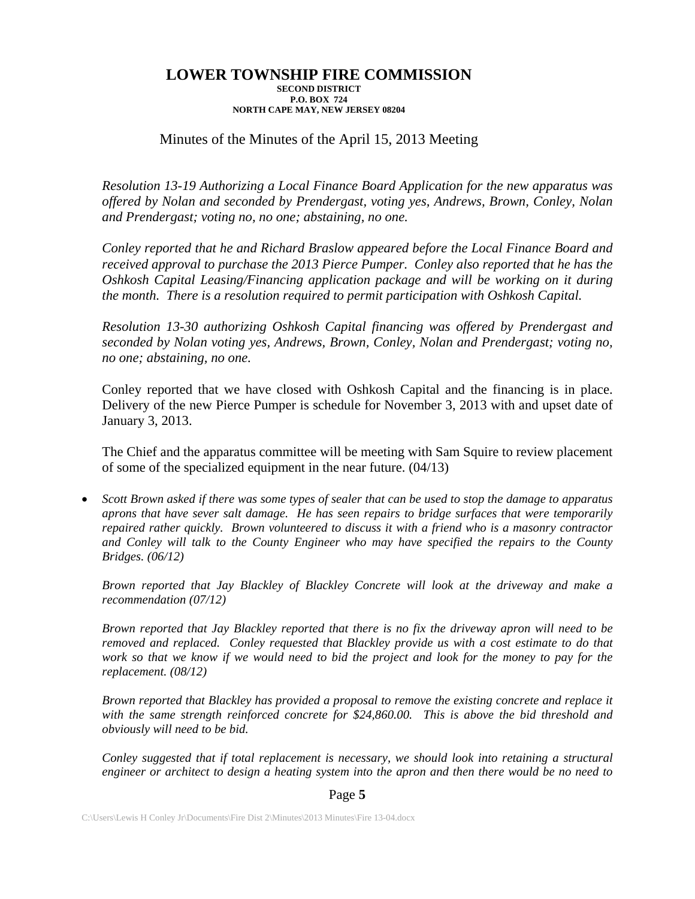**LOWER TOWNSHIP FIRE COMMISSION**
**SECOND DISTRICT**
**P.O. BOX 724**
**NORTH CAPE MAY, NEW JERSEY 08204**

Minutes of the Minutes of the April 15, 2013 Meeting

*Resolution 13-19 Authorizing a Local Finance Board Application for the new apparatus was offered by Nolan and seconded by Prendergast, voting yes, Andrews, Brown, Conley, Nolan and Prendergast; voting no, no one; abstaining, no one.*

*Conley reported that he and Richard Braslow appeared before the Local Finance Board and received approval to purchase the 2013 Pierce Pumper. Conley also reported that he has the Oshkosh Capital Leasing/Financing application package and will be working on it during the month. There is a resolution required to permit participation with Oshkosh Capital.*

*Resolution 13-30 authorizing Oshkosh Capital financing was offered by Prendergast and seconded by Nolan voting yes, Andrews, Brown, Conley, Nolan and Prendergast; voting no, no one; abstaining, no one.*

Conley reported that we have closed with Oshkosh Capital and the financing is in place. Delivery of the new Pierce Pumper is schedule for November 3, 2013 with and upset date of January 3, 2013.

The Chief and the apparatus committee will be meeting with Sam Squire to review placement of some of the specialized equipment in the near future. (04/13)

- *Scott Brown asked if there was some types of sealer that can be used to stop the damage to apparatus aprons that have sever salt damage. He has seen repairs to bridge surfaces that were temporarily repaired rather quickly. Brown volunteered to discuss it with a friend who is a masonry contractor and Conley will talk to the County Engineer who may have specified the repairs to the County Bridges. (06/12)*

  *Brown reported that Jay Blackley of Blackley Concrete will look at the driveway and make a recommendation (07/12)*

  *Brown reported that Jay Blackley reported that there is no fix the driveway apron will need to be removed and replaced. Conley requested that Blackley provide us with a cost estimate to do that work so that we know if we would need to bid the project and look for the money to pay for the replacement. (08/12)*

  *Brown reported that Blackley has provided a proposal to remove the existing concrete and replace it with the same strength reinforced concrete for $24,860.00. This is above the bid threshold and obviously will need to be bid.*

  *Conley suggested that if total replacement is necessary, we should look into retaining a structural engineer or architect to design a heating system into the apron and then there would be no need to*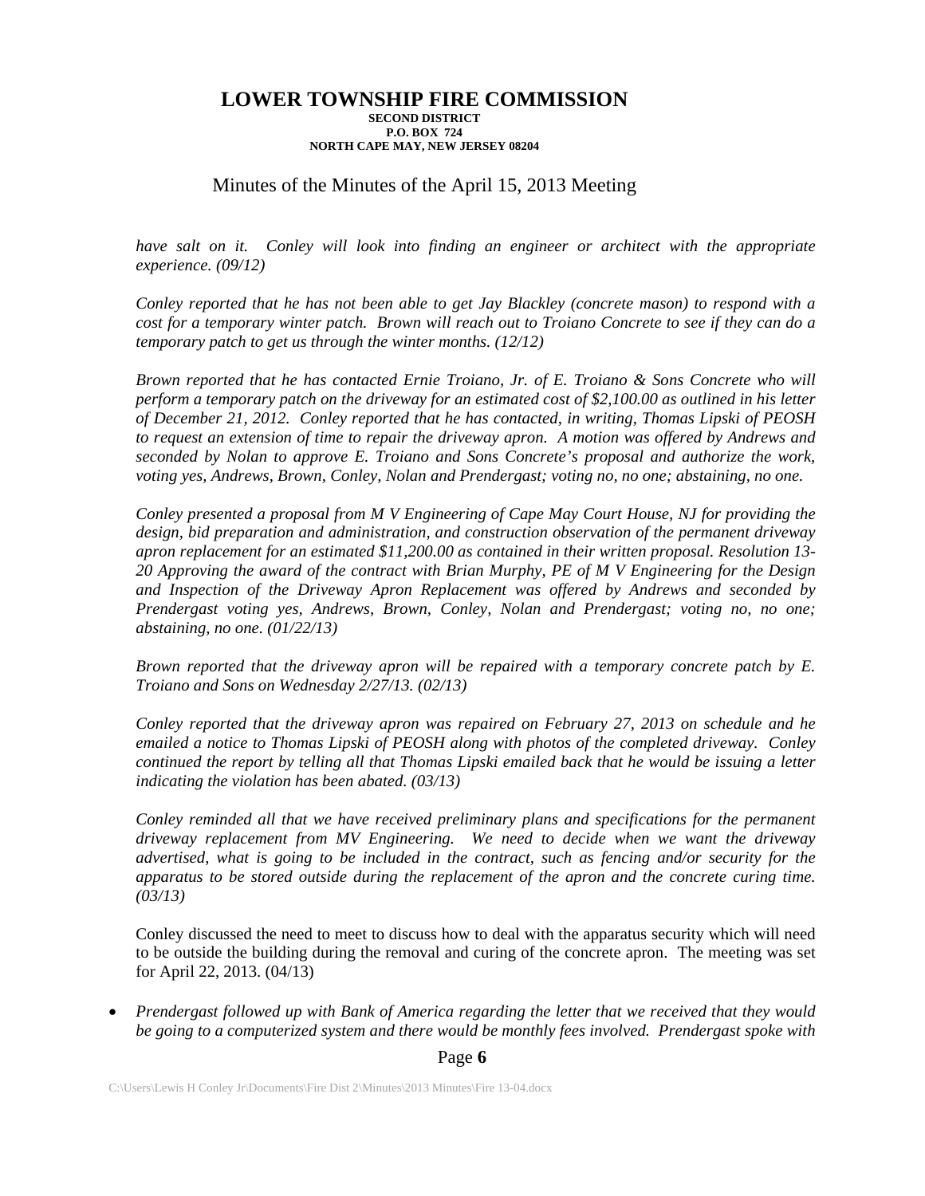# LOWER TOWNSHIP FIRE COMMISSION

**SECOND DISTRICT**
**P.O. BOX 724**
**NORTH CAPE MAY, NEW JERSEY 08204**

Minutes of the Minutes of the April 15, 2013 Meeting

*have salt on it. Conley will look into finding an engineer or architect with the appropriate experience. (09/12)*

*Conley reported that he has not been able to get Jay Blackley (concrete mason) to respond with a cost for a temporary winter patch. Brown will reach out to Troiano Concrete to see if they can do a temporary patch to get us through the winter months. (12/12)*

*Brown reported that he has contacted Ernie Troiano, Jr. of E. Troiano & Sons Concrete who will perform a temporary patch on the driveway for an estimated cost of $2,100.00 as outlined in his letter of December 21, 2012. Conley reported that he has contacted, in writing, Thomas Lipski of PEOSH to request an extension of time to repair the driveway apron. A motion was offered by Andrews and seconded by Nolan to approve E. Troiano and Sons Concrete's proposal and authorize the work, voting yes, Andrews, Brown, Conley, Nolan and Prendergast; voting no, no one; abstaining, no one.*

*Conley presented a proposal from M V Engineering of Cape May Court House, NJ for providing the design, bid preparation and administration, and construction observation of the permanent driveway apron replacement for an estimated $11,200.00 as contained in their written proposal. Resolution 13-20 Approving the award of the contract with Brian Murphy, PE of M V Engineering for the Design and Inspection of the Driveway Apron Replacement was offered by Andrews and seconded by Prendergast voting yes, Andrews, Brown, Conley, Nolan and Prendergast; voting no, no one; abstaining, no one. (01/22/13)*

*Brown reported that the driveway apron will be repaired with a temporary concrete patch by E. Troiano and Sons on Wednesday 2/27/13. (02/13)*

*Conley reported that the driveway apron was repaired on February 27, 2013 on schedule and he emailed a notice to Thomas Lipski of PEOSH along with photos of the completed driveway. Conley continued the report by telling all that Thomas Lipski emailed back that he would be issuing a letter indicating the violation has been abated. (03/13)*

*Conley reminded all that we have received preliminary plans and specifications for the permanent driveway replacement from MV Engineering. We need to decide when we want the driveway advertised, what is going to be included in the contract, such as fencing and/or security for the apparatus to be stored outside during the replacement of the apron and the concrete curing time. (03/13)*

Conley discussed the need to meet to discuss how to deal with the apparatus security which will need to be outside the building during the removal and curing of the concrete apron. The meeting was set for April 22, 2013. (04/13)

- *Prendergast followed up with Bank of America regarding the letter that we received that they would be going to a computerized system and there would be monthly fees involved. Prendergast spoke with*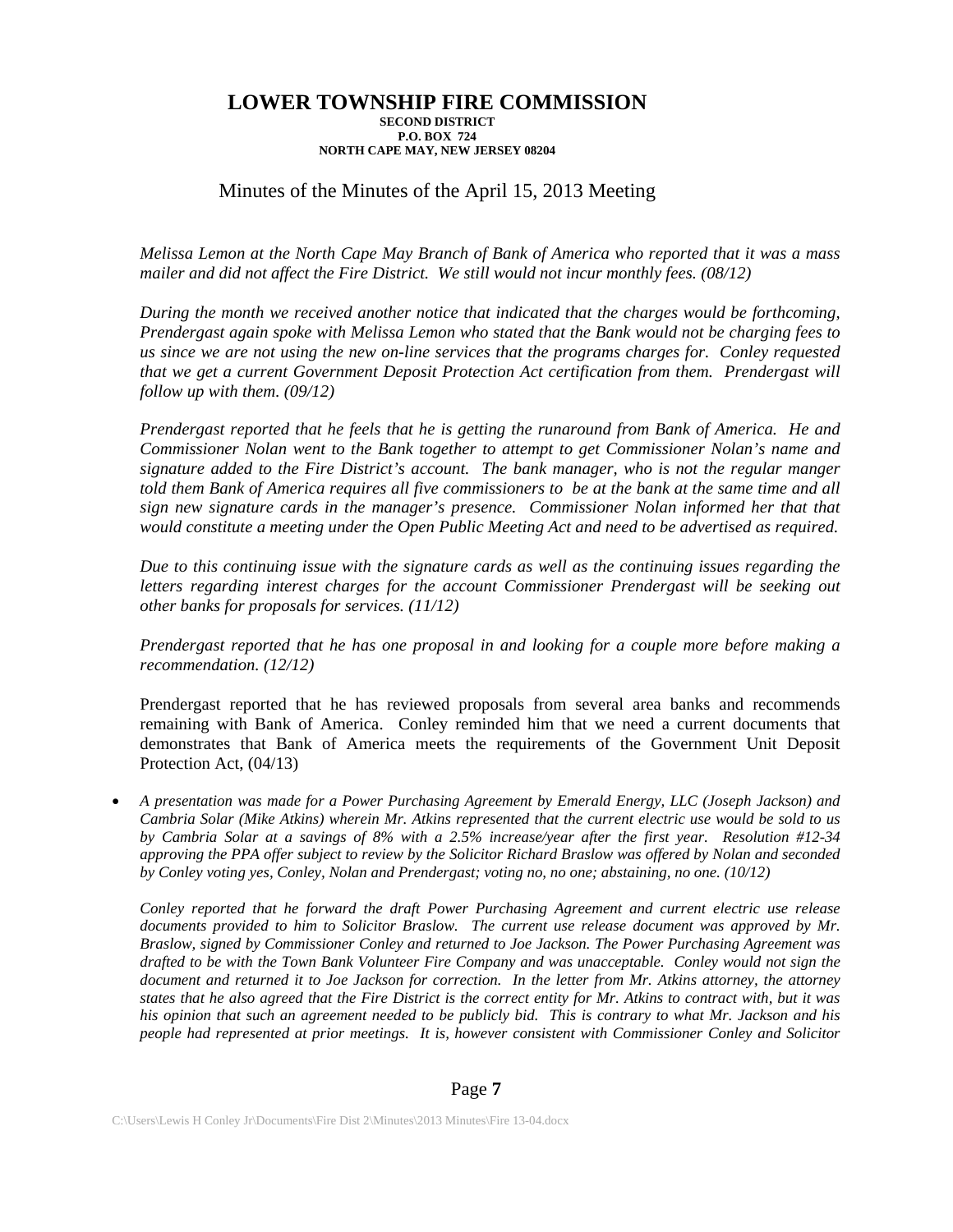**LOWER TOWNSHIP FIRE COMMISSION**
**SECOND DISTRICT**
**P.O. BOX 724**
**NORTH CAPE MAY, NEW JERSEY 08204**

Minutes of the Minutes of the April 15, 2013 Meeting

*Melissa Lemon at the North Cape May Branch of Bank of America who reported that it was a mass mailer and did not affect the Fire District. We still would not incur monthly fees. (08/12)*

*During the month we received another notice that indicated that the charges would be forthcoming, Prendergast again spoke with Melissa Lemon who stated that the Bank would not be charging fees to us since we are not using the new on-line services that the programs charges for. Conley requested that we get a current Government Deposit Protection Act certification from them. Prendergast will follow up with them. (09/12)*

*Prendergast reported that he feels that he is getting the runaround from Bank of America. He and Commissioner Nolan went to the Bank together to attempt to get Commissioner Nolan's name and signature added to the Fire District's account. The bank manager, who is not the regular manger told them Bank of America requires all five commissioners to be at the bank at the same time and all sign new signature cards in the manager's presence. Commissioner Nolan informed her that that would constitute a meeting under the Open Public Meeting Act and need to be advertised as required.*

*Due to this continuing issue with the signature cards as well as the continuing issues regarding the letters regarding interest charges for the account Commissioner Prendergast will be seeking out other banks for proposals for services. (11/12)*

*Prendergast reported that he has one proposal in and looking for a couple more before making a recommendation. (12/12)*

Prendergast reported that he has reviewed proposals from several area banks and recommends remaining with Bank of America. Conley reminded him that we need a current documents that demonstrates that Bank of America meets the requirements of the Government Unit Deposit Protection Act, (04/13)

- *A presentation was made for a Power Purchasing Agreement by Emerald Energy, LLC (Joseph Jackson) and Cambria Solar (Mike Atkins) wherein Mr. Atkins represented that the current electric use would be sold to us by Cambria Solar at a savings of 8% with a 2.5% increase/year after the first year. Resolution #12-34 approving the PPA offer subject to review by the Solicitor Richard Braslow was offered by Nolan and seconded by Conley voting yes, Conley, Nolan and Prendergast; voting no, no one; abstaining, no one. (10/12)*

  *Conley reported that he forward the draft Power Purchasing Agreement and current electric use release documents provided to him to Solicitor Braslow. The current use release document was approved by Mr. Braslow, signed by Commissioner Conley and returned to Joe Jackson. The Power Purchasing Agreement was drafted to be with the Town Bank Volunteer Fire Company and was unacceptable. Conley would not sign the document and returned it to Joe Jackson for correction. In the letter from Mr. Atkins attorney, the attorney states that he also agreed that the Fire District is the correct entity for Mr. Atkins to contract with, but it was his opinion that such an agreement needed to be publicly bid. This is contrary to what Mr. Jackson and his people had represented at prior meetings. It is, however consistent with Commissioner Conley and Solicitor*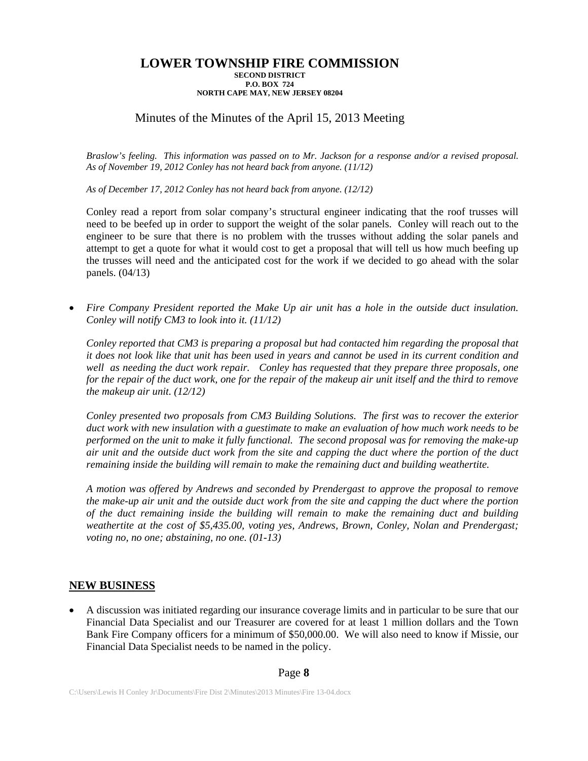*Braslow's feeling. This information was passed on to Mr. Jackson for a response and/or a revised proposal. As of November 19, 2012 Conley has not heard back from anyone. (11/12)*

*As of December 17, 2012 Conley has not heard back from anyone. (12/12)*

Conley read a report from solar company's structural engineer indicating that the roof trusses will need to be beefed up in order to support the weight of the solar panels. Conley will reach out to the engineer to be sure that there is no problem with the trusses without adding the solar panels and attempt to get a quote for what it would cost to get a proposal that will tell us how much beefing up the trusses will need and the anticipated cost for the work if we decided to go ahead with the solar panels. (04/13)

- *Fire Company President reported the Make Up air unit has a hole in the outside duct insulation. Conley will notify CM3 to look into it. (11/12)*

  *Conley reported that CM3 is preparing a proposal but had contacted him regarding the proposal that it does not look like that unit has been used in years and cannot be used in its current condition and well as needing the duct work repair. Conley has requested that they prepare three proposals, one for the repair of the duct work, one for the repair of the makeup air unit itself and the third to remove the makeup air unit. (12/12)*

  *Conley presented two proposals from CM3 Building Solutions. The first was to recover the exterior duct work with new insulation with a guestimate to make an evaluation of how much work needs to be performed on the unit to make it fully functional. The second proposal was for removing the make-up air unit and the outside duct work from the site and capping the duct where the portion of the duct remaining inside the building will remain to make the remaining duct and building weathertite.*

  *A motion was offered by Andrews and seconded by Prendergast to approve the proposal to remove the make-up air unit and the outside duct work from the site and capping the duct where the portion of the duct remaining inside the building will remain to make the remaining duct and building weathertite at the cost of $5,435.00, voting yes, Andrews, Brown, Conley, Nolan and Prendergast; voting no, no one; abstaining, no one. (01-13)*

## NEW BUSINESS

- A discussion was initiated regarding our insurance coverage limits and in particular to be sure that our Financial Data Specialist and our Treasurer are covered for at least 1 million dollars and the Town Bank Fire Company officers for a minimum of $50,000.00. We will also need to know if Missie, our Financial Data Specialist needs to be named in the policy.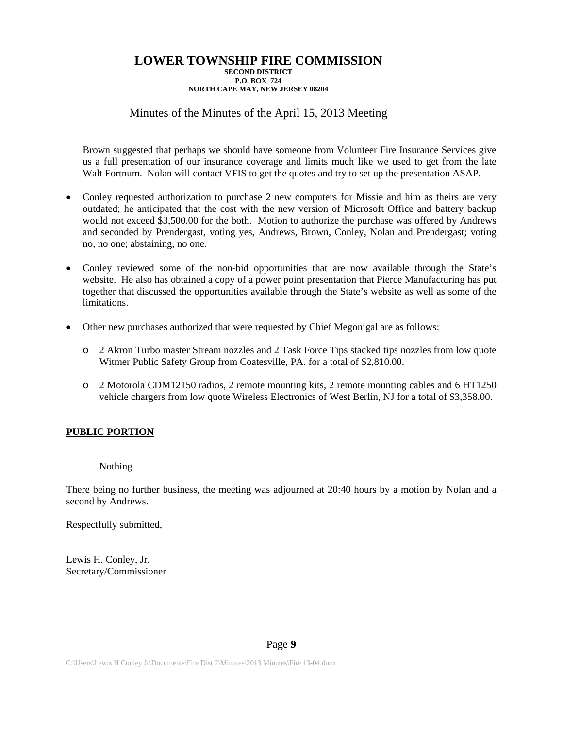# LOWER TOWNSHIP FIRE COMMISSION

**SECOND DISTRICT**
**P.O. BOX 724**
**NORTH CAPE MAY, NEW JERSEY 08204**

Minutes of the Minutes of the April 15, 2013 Meeting

Brown suggested that perhaps we should have someone from Volunteer Fire Insurance Services give us a full presentation of our insurance coverage and limits much like we used to get from the late Walt Fortnum. Nolan will contact VFIS to get the quotes and try to set up the presentation ASAP.

- Conley requested authorization to purchase 2 new computers for Missie and him as theirs are very outdated; he anticipated that the cost with the new version of Microsoft Office and battery backup would not exceed $3,500.00 for the both. Motion to authorize the purchase was offered by Andrews and seconded by Prendergast, voting yes, Andrews, Brown, Conley, Nolan and Prendergast; voting no, no one; abstaining, no one.

- Conley reviewed some of the non-bid opportunities that are now available through the State's website. He also has obtained a copy of a power point presentation that Pierce Manufacturing has put together that discussed the opportunities available through the State's website as well as some of the limitations.

- Other new purchases authorized that were requested by Chief Megonigal are as follows:
  - 2 Akron Turbo master Stream nozzles and 2 Task Force Tips stacked tips nozzles from low quote Witmer Public Safety Group from Coatesville, PA. for a total of $2,810.00.
  - 2 Motorola CDM12150 radios, 2 remote mounting kits, 2 remote mounting cables and 6 HT1250 vehicle chargers from low quote Wireless Electronics of West Berlin, NJ for a total of $3,358.00.

**<u>PUBLIC PORTION</u>**

Nothing

There being no further business, the meeting was adjourned at 20:40 hours by a motion by Nolan and a second by Andrews.

Respectfully submitted,

Lewis H. Conley, Jr.
Secretary/Commissioner